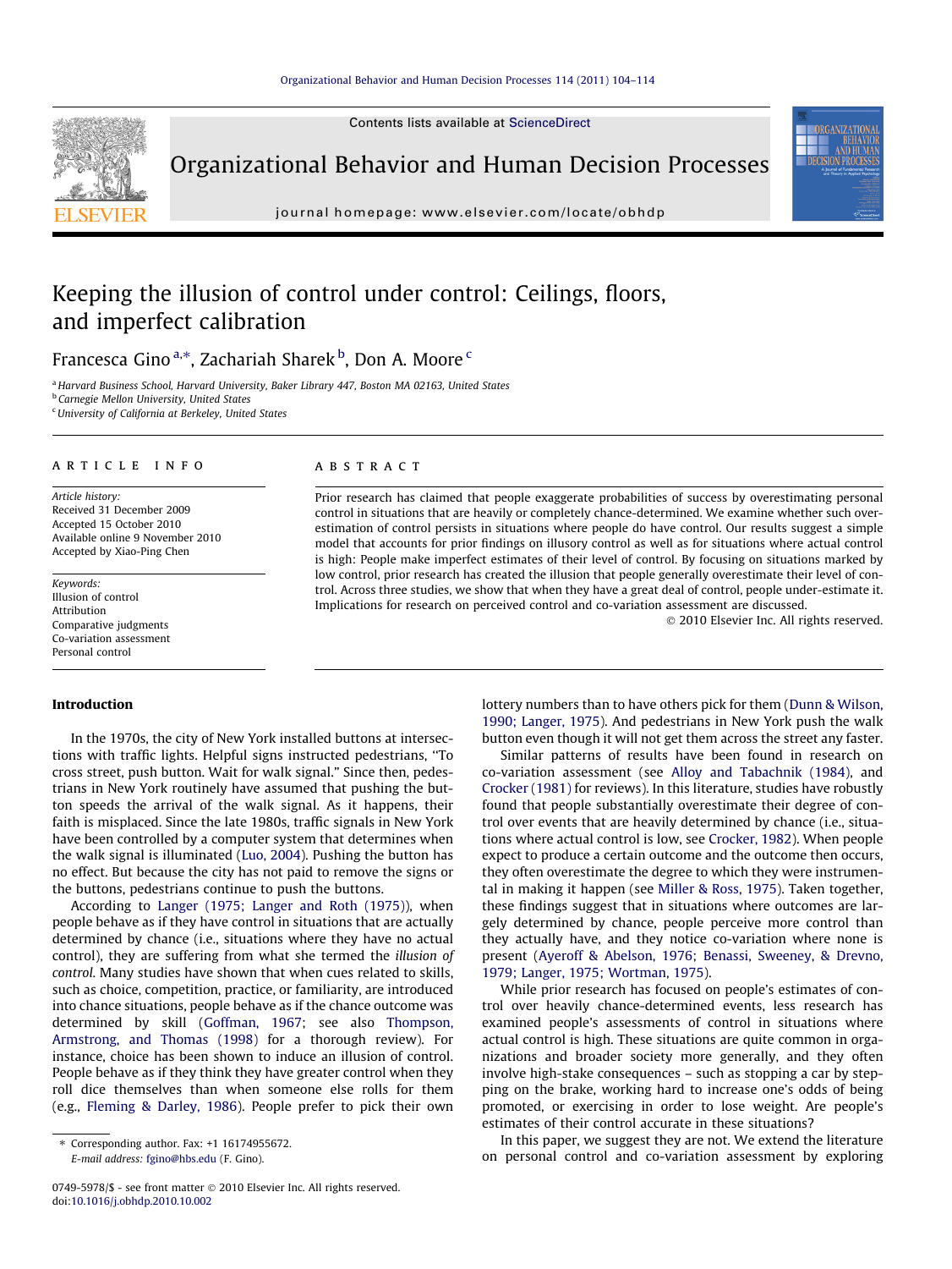# Keeping the illusion of control under control: Ceilings, floors, and imperfect calibration

Francesca Gino [a,*], Zachariah Sharek [b], Don A. Moore [c]

[a] Harvard Business School, Harvard University, Baker Library 447, Boston MA 02163, United States
[b] Carnegie Mellon University, United States
[c] University of California at Berkeley, United States

**ARTICLE INFO**

*Article history:*
Received 31 December 2009
Accepted 15 October 2010
Available online 9 November 2010
Accepted by Xiao-Ping Chen

*Keywords:*
Illusion of control
Attribution
Comparative judgments
Co-variation assessment
Personal control

**ABSTRACT**

Prior research has claimed that people exaggerate probabilities of success by overestimating personal control in situations that are heavily or completely chance-determined. We examine whether such overestimation of control persists in situations where people do have control. Our results suggest a simple model that accounts for prior findings on illusory control as well as for situations where actual control is high: People make imperfect estimates of their level of control. By focusing on situations marked by low control, prior research has created the illusion that people generally overestimate their level of control. Across three studies, we show that when they have a great deal of control, people under-estimate it. Implications for research on perceived control and co-variation assessment are discussed.

© 2010 Elsevier Inc. All rights reserved.

## Introduction

In the 1970s, the city of New York installed buttons at intersections with traffic lights. Helpful signs instructed pedestrians, "To cross street, push button. Wait for walk signal." Since then, pedestrians in New York routinely have assumed that pushing the button speeds the arrival of the walk signal. As it happens, their faith is misplaced. Since the late 1980s, traffic signals in New York have been controlled by a computer system that determines when the walk signal is illuminated (Luo, 2004). Pushing the button has no effect. But because the city has not paid to remove the signs or the buttons, pedestrians continue to push the buttons.

According to Langer (1975; Langer and Roth (1975)), when people behave as if they have control in situations that are actually determined by chance (i.e., situations where they have no actual control), they are suffering from what she termed the *illusion of control*. Many studies have shown that when cues related to skills, such as choice, competition, practice, or familiarity, are introduced into chance situations, people behave as if the chance outcome was determined by skill (Goffman, 1967; see also Thompson, Armstrong, and Thomas (1998) for a thorough review). For instance, choice has been shown to induce an illusion of control. People behave as if they think they have greater control when they roll dice themselves than when someone else rolls for them (e.g., Fleming & Darley, 1986). People prefer to pick their own lottery numbers than to have others pick for them (Dunn & Wilson, 1990; Langer, 1975). And pedestrians in New York push the walk button even though it will not get them across the street any faster.

Similar patterns of results have been found in research on co-variation assessment (see Alloy and Tabachnik (1984), and Crocker (1981) for reviews). In this literature, studies have robustly found that people substantially overestimate their degree of control over events that are heavily determined by chance (i.e., situations where actual control is low, see Crocker, 1982). When people expect to produce a certain outcome and the outcome then occurs, they often overestimate the degree to which they were instrumental in making it happen (see Miller & Ross, 1975). Taken together, these findings suggest that in situations where outcomes are largely determined by chance, people perceive more control than they actually have, and they notice co-variation where none is present (Ayeroff & Abelson, 1976; Benassi, Sweeney, & Drevno, 1979; Langer, 1975; Wortman, 1975).

While prior research has focused on people's estimates of control over heavily chance-determined events, less research has examined people's assessments of control in situations where actual control is high. These situations are quite common in organizations and broader society more generally, and they often involve high-stake consequences – such as stopping a car by stepping on the brake, working hard to increase one's odds of being promoted, or exercising in order to lose weight. Are people's estimates of their control accurate in these situations?

In this paper, we suggest they are not. We extend the literature on personal control and co-variation assessment by exploring

\* Corresponding author. Fax: +1 16174955672.
*E-mail address:* fgino@hbs.edu (F. Gino).

0749-5978/$ - see front matter © 2010 Elsevier Inc. All rights reserved.
doi:10.1016/j.obhdp.2010.10.002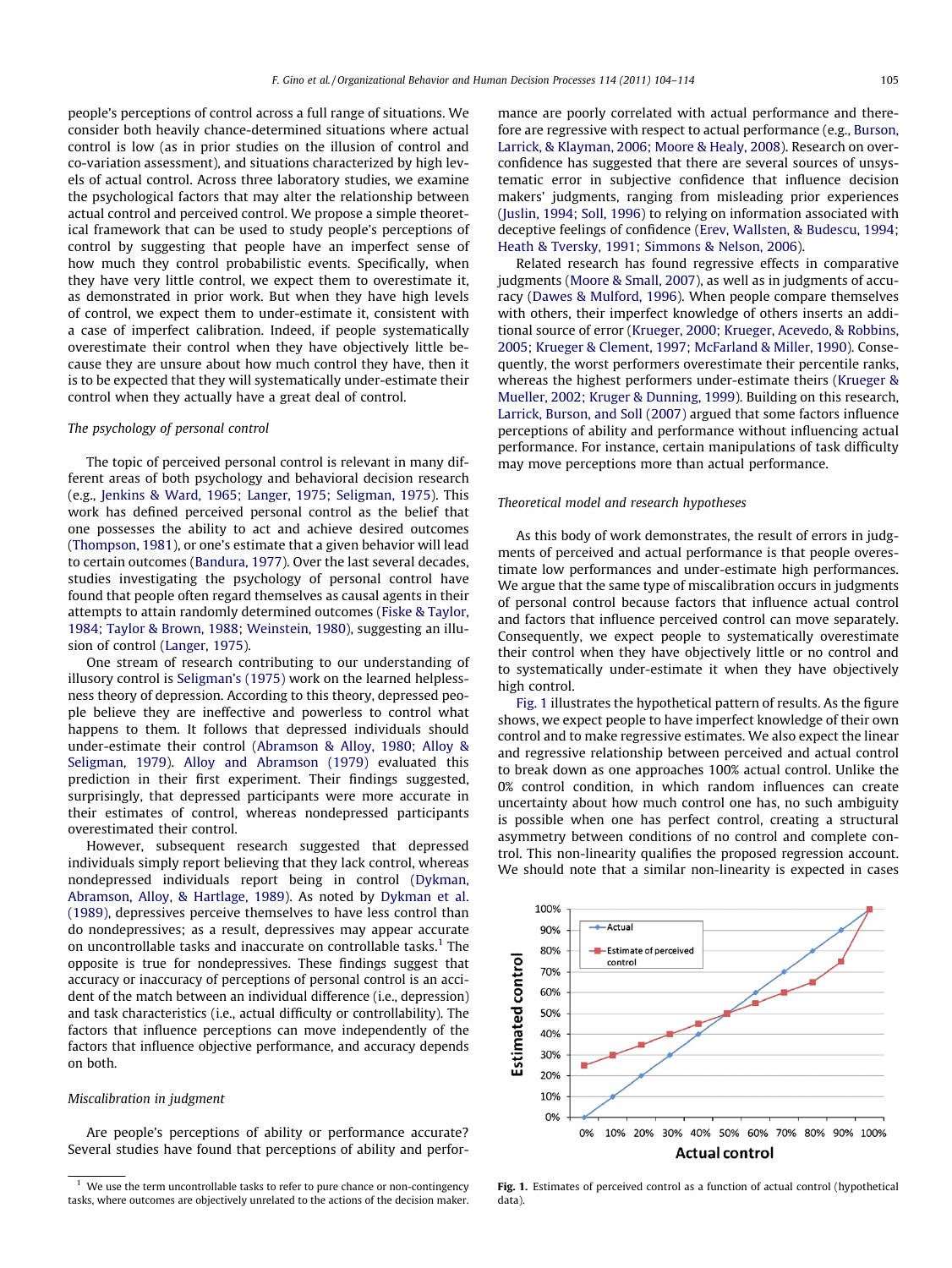people's perceptions of control across a full range of situations. We consider both heavily chance-determined situations where actual control is low (as in prior studies on the illusion of control and co-variation assessment), and situations characterized by high levels of actual control. Across three laboratory studies, we examine the psychological factors that may alter the relationship between actual control and perceived control. We propose a simple theoretical framework that can be used to study people's perceptions of control by suggesting that people have an imperfect sense of how much they control probabilistic events. Specifically, when they have very little control, we expect them to overestimate it, as demonstrated in prior work. But when they have high levels of control, we expect them to under-estimate it, consistent with a case of imperfect calibration. Indeed, if people systematically overestimate their control when they have objectively little because they are unsure about how much control they have, then it is to be expected that they will systematically under-estimate their control when they actually have a great deal of control.

### The psychology of personal control

The topic of perceived personal control is relevant in many different areas of both psychology and behavioral decision research (e.g., Jenkins & Ward, 1965; Langer, 1975; Seligman, 1975). This work has defined perceived personal control as the belief that one possesses the ability to act and achieve desired outcomes (Thompson, 1981), or one's estimate that a given behavior will lead to certain outcomes (Bandura, 1977). Over the last several decades, studies investigating the psychology of personal control have found that people often regard themselves as causal agents in their attempts to attain randomly determined outcomes (Fiske & Taylor, 1984; Taylor & Brown, 1988; Weinstein, 1980), suggesting an illusion of control (Langer, 1975).

One stream of research contributing to our understanding of illusory control is Seligman's (1975) work on the learned helplessness theory of depression. According to this theory, depressed people believe they are ineffective and powerless to control what happens to them. It follows that depressed individuals should under-estimate their control (Abramson & Alloy, 1980; Alloy & Seligman, 1979). Alloy and Abramson (1979) evaluated this prediction in their first experiment. Their findings suggested, surprisingly, that depressed participants were more accurate in their estimates of control, whereas nondepressed participants overestimated their control.

However, subsequent research suggested that depressed individuals simply report believing that they lack control, whereas nondepressed individuals report being in control (Dykman, Abramson, Alloy, & Hartlage, 1989). As noted by Dykman et al. (1989), depressives perceive themselves to have less control than do nondepressives; as a result, depressives may appear accurate on uncontrollable tasks and inaccurate on controllable tasks.[1] The opposite is true for nondepressives. These findings suggest that accuracy or inaccuracy of perceptions of personal control is an accident of the match between an individual difference (i.e., depression) and task characteristics (i.e., actual difficulty or controllability). The factors that influence perceptions can move independently of the factors that influence objective performance, and accuracy depends on both.

### Miscalibration in judgment

Are people's perceptions of ability or performance accurate? Several studies have found that perceptions of ability and performance are poorly correlated with actual performance and therefore are regressive with respect to actual performance (e.g., Burson, Larrick, & Klayman, 2006; Moore & Healy, 2008). Research on overconfidence has suggested that there are several sources of unsystematic error in subjective confidence that influence decision makers' judgments, ranging from misleading prior experiences (Juslin, 1994; Soll, 1996) to relying on information associated with deceptive feelings of confidence (Erev, Wallsten, & Budescu, 1994; Heath & Tversky, 1991; Simmons & Nelson, 2006).

Related research has found regressive effects in comparative judgments (Moore & Small, 2007), as well as in judgments of accuracy (Dawes & Mulford, 1996). When people compare themselves with others, their imperfect knowledge of others inserts an additional source of error (Krueger, 2000; Krueger, Acevedo, & Robbins, 2005; Krueger & Clement, 1997; McFarland & Miller, 1990). Consequently, the worst performers overestimate their percentile ranks, whereas the highest performers under-estimate theirs (Krueger & Mueller, 2002; Kruger & Dunning, 1999). Building on this research, Larrick, Burson, and Soll (2007) argued that some factors influence perceptions of ability and performance without influencing actual performance. For instance, certain manipulations of task difficulty may move perceptions more than actual performance.

### Theoretical model and research hypotheses

As this body of work demonstrates, the result of errors in judgments of perceived and actual performance is that people overestimate low performances and under-estimate high performances. We argue that the same type of miscalibration occurs in judgments of personal control because factors that influence actual control and factors that influence perceived control can move separately. Consequently, we expect people to systematically overestimate their control when they have objectively little or no control and to systematically under-estimate it when they have objectively high control.

Fig. 1 illustrates the hypothetical pattern of results. As the figure shows, we expect people to have imperfect knowledge of their own control and to make regressive estimates. We also expect the linear and regressive relationship between perceived and actual control to break down as one approaches 100% actual control. Unlike the 0% control condition, in which random influences can create uncertainty about how much control one has, no such ambiguity is possible when one has perfect control, creating a structural asymmetry between conditions of no control and complete control. This non-linearity qualifies the proposed regression account. We should note that a similar non-linearity is expected in cases

**Fig. 1.** Estimates of perceived control as a function of actual control (hypothetical data).

[1] We use the term uncontrollable tasks to refer to pure chance or non-contingency tasks, where outcomes are objectively unrelated to the actions of the decision maker.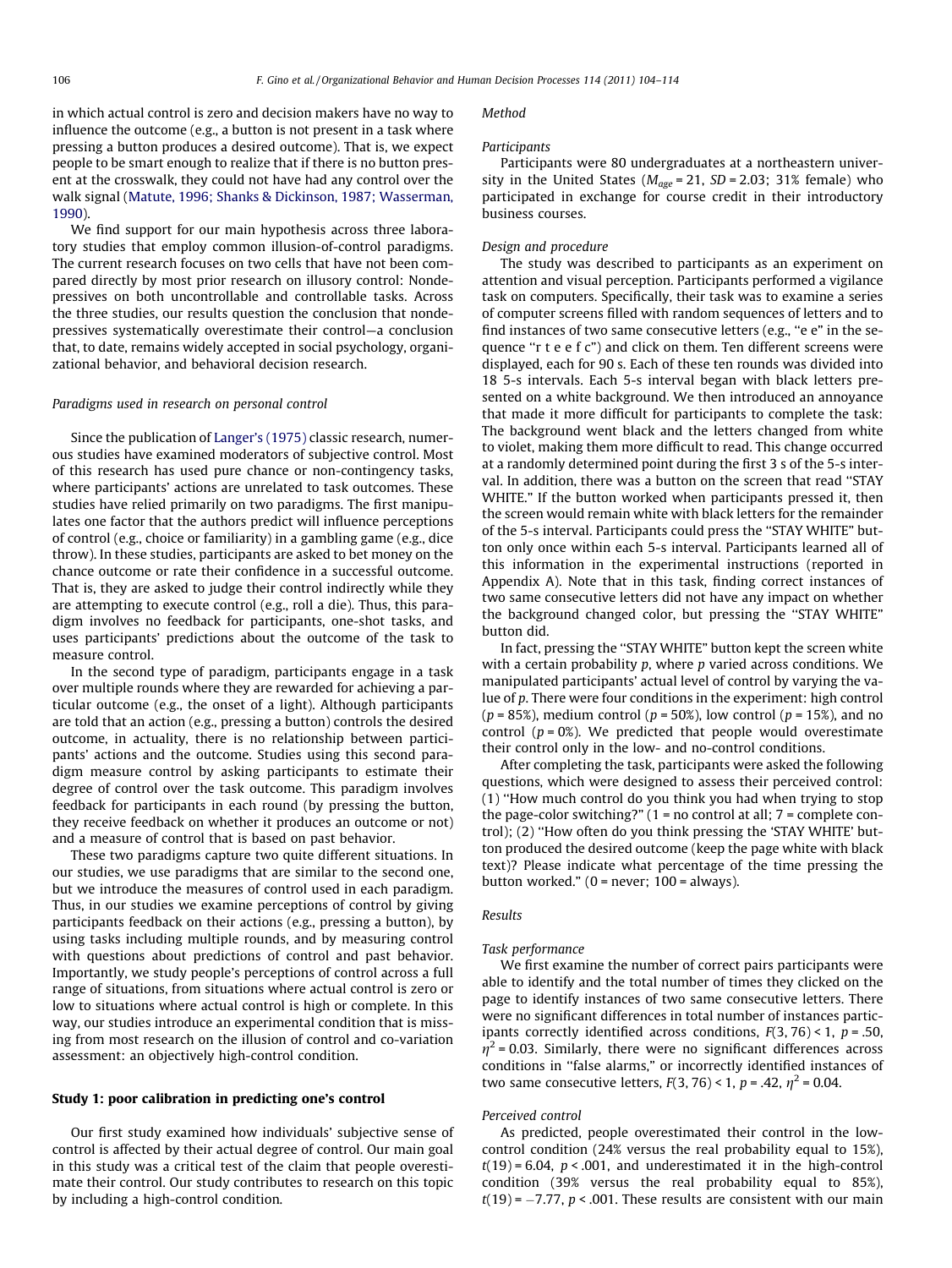in which actual control is zero and decision makers have no way to influence the outcome (e.g., a button is not present in a task where pressing a button produces a desired outcome). That is, we expect people to be smart enough to realize that if there is no button present at the crosswalk, they could not have had any control over the walk signal (Matute, 1996; Shanks & Dickinson, 1987; Wasserman, 1990).

We find support for our main hypothesis across three laboratory studies that employ common illusion-of-control paradigms. The current research focuses on two cells that have not been compared directly by most prior research on illusory control: Nondepressives on both uncontrollable and controllable tasks. Across the three studies, our results question the conclusion that nondepressives systematically overestimate their control—a conclusion that, to date, remains widely accepted in social psychology, organizational behavior, and behavioral decision research.

### Paradigms used in research on personal control

Since the publication of Langer's (1975) classic research, numerous studies have examined moderators of subjective control. Most of this research has used pure chance or non-contingency tasks, where participants' actions are unrelated to task outcomes. These studies have relied primarily on two paradigms. The first manipulates one factor that the authors predict will influence perceptions of control (e.g., choice or familiarity) in a gambling game (e.g., dice throw). In these studies, participants are asked to bet money on the chance outcome or rate their confidence in a successful outcome. That is, they are asked to judge their control indirectly while they are attempting to execute control (e.g., roll a die). Thus, this paradigm involves no feedback for participants, one-shot tasks, and uses participants' predictions about the outcome of the task to measure control.

In the second type of paradigm, participants engage in a task over multiple rounds where they are rewarded for achieving a particular outcome (e.g., the onset of a light). Although participants are told that an action (e.g., pressing a button) controls the desired outcome, in actuality, there is no relationship between participants' actions and the outcome. Studies using this second paradigm measure control by asking participants to estimate their degree of control over the task outcome. This paradigm involves feedback for participants in each round (by pressing the button, they receive feedback on whether it produces an outcome or not) and a measure of control that is based on past behavior.

These two paradigms capture two quite different situations. In our studies, we use paradigms that are similar to the second one, but we introduce the measures of control used in each paradigm. Thus, in our studies we examine perceptions of control by giving participants feedback on their actions (e.g., pressing a button), by using tasks including multiple rounds, and by measuring control with questions about predictions of control and past behavior. Importantly, we study people's perceptions of control across a full range of situations, from situations where actual control is zero or low to situations where actual control is high or complete. In this way, our studies introduce an experimental condition that is missing from most research on the illusion of control and co-variation assessment: an objectively high-control condition.

## Study 1: poor calibration in predicting one's control

Our first study examined how individuals' subjective sense of control is affected by their actual degree of control. Our main goal in this study was a critical test of the claim that people overestimate their control. Our study contributes to research on this topic by including a high-control condition.

### Method

#### Participants

Participants were 80 undergraduates at a northeastern university in the United States ($M_{age} = 21$, $SD = 2.03$; 31% female) who participated in exchange for course credit in their introductory business courses.

#### Design and procedure

The study was described to participants as an experiment on attention and visual perception. Participants performed a vigilance task on computers. Specifically, their task was to examine a series of computer screens filled with random sequences of letters and to find instances of two same consecutive letters (e.g., "e e" in the sequence "r t e e f c") and click on them. Ten different screens were displayed, each for 90 s. Each of these ten rounds was divided into 18 5-s intervals. Each 5-s interval began with black letters presented on a white background. We then introduced an annoyance that made it more difficult for participants to complete the task: The background went black and the letters changed from white to violet, making them more difficult to read. This change occurred at a randomly determined point during the first 3 s of the 5-s interval. In addition, there was a button on the screen that read "STAY WHITE." If the button worked when participants pressed it, then the screen would remain white with black letters for the remainder of the 5-s interval. Participants could press the "STAY WHITE" button only once within each 5-s interval. Participants learned all of this information in the experimental instructions (reported in Appendix A). Note that in this task, finding correct instances of two same consecutive letters did not have any impact on whether the background changed color, but pressing the "STAY WHITE" button did.

In fact, pressing the "STAY WHITE" button kept the screen white with a certain probability $p$, where $p$ varied across conditions. We manipulated participants' actual level of control by varying the value of $p$. There were four conditions in the experiment: high control ($p = 85\%$), medium control ($p = 50\%$), low control ($p = 15\%$), and no control ($p = 0\%$). We predicted that people would overestimate their control only in the low- and no-control conditions.

After completing the task, participants were asked the following questions, which were designed to assess their perceived control: (1) "How much control do you think you had when trying to stop the page-color switching?" (1 = no control at all; 7 = complete control); (2) "How often do you think pressing the 'STAY WHITE' button produced the desired outcome (keep the page white with black text)? Please indicate what percentage of the time pressing the button worked." (0 = never; 100 = always).

### Results

#### Task performance

We first examine the number of correct pairs participants were able to identify and the total number of times they clicked on the page to identify instances of two same consecutive letters. There were no significant differences in total number of instances participants correctly identified across conditions, $F(3, 76) < 1$, $p = .50$, $\eta^2 = 0.03$. Similarly, there were no significant differences across conditions in "false alarms," or incorrectly identified instances of two same consecutive letters, $F(3, 76) < 1$, $p = .42$, $\eta^2 = 0.04$.

#### Perceived control

As predicted, people overestimated their control in the low-control condition (24% versus the real probability equal to 15%), $t(19) = 6.04$, $p < .001$, and underestimated it in the high-control condition (39% versus the real probability equal to 85%), $t(19) = -7.77$, $p < .001$. These results are consistent with our main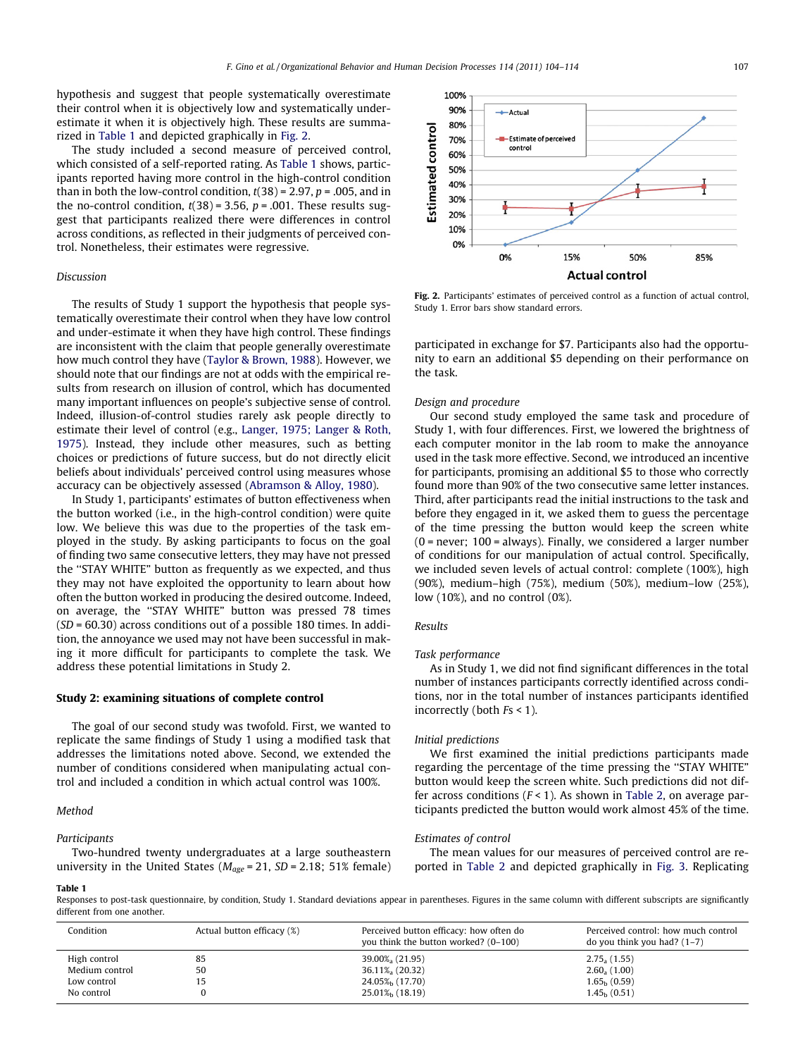hypothesis and suggest that people systematically overestimate their control when it is objectively low and systematically underestimate it when it is objectively high. These results are summarized in Table 1 and depicted graphically in Fig. 2.

The study included a second measure of perceived control, which consisted of a self-reported rating. As Table 1 shows, participants reported having more control in the high-control condition than in both the low-control condition, $t(38) = 2.97$, $p = .005$, and in the no-control condition, $t(38) = 3.56$, $p = .001$. These results suggest that participants realized there were differences in control across conditions, as reflected in their judgments of perceived control. Nonetheless, their estimates were regressive.

### Discussion

The results of Study 1 support the hypothesis that people systematically overestimate their control when they have low control and under-estimate it when they have high control. These findings are inconsistent with the claim that people generally overestimate how much control they have (Taylor & Brown, 1988). However, we should note that our findings are not at odds with the empirical results from research on illusion of control, which has documented many important influences on people's subjective sense of control. Indeed, illusion-of-control studies rarely ask people directly to estimate their level of control (e.g., Langer, 1975; Langer & Roth, 1975). Instead, they include other measures, such as betting choices or predictions of future success, but do not directly elicit beliefs about individuals' perceived control using measures whose accuracy can be objectively assessed (Abramson & Alloy, 1980).

In Study 1, participants' estimates of button effectiveness when the button worked (i.e., in the high-control condition) were quite low. We believe this was due to the properties of the task employed in the study. By asking participants to focus on the goal of finding two same consecutive letters, they may have not pressed the "STAY WHITE" button as frequently as we expected, and thus they may not have exploited the opportunity to learn about how often the button worked in producing the desired outcome. Indeed, on average, the "STAY WHITE" button was pressed 78 times ($SD = 60.30$) across conditions out of a possible 180 times. In addition, the annoyance we used may not have been successful in making it more difficult for participants to complete the task. We address these potential limitations in Study 2.

## Study 2: examining situations of complete control

The goal of our second study was twofold. First, we wanted to replicate the same findings of Study 1 using a modified task that addresses the limitations noted above. Second, we extended the number of conditions considered when manipulating actual control and included a condition in which actual control was 100%.

### Method

#### Participants

Two-hundred twenty undergraduates at a large southeastern university in the United States ($M_{age} = 21$, $SD = 2.18$; 51% female) participated in exchange for $7. Participants also had the opportunity to earn an additional $5 depending on their performance on the task.

#### Design and procedure

Our second study employed the same task and procedure of Study 1, with four differences. First, we lowered the brightness of each computer monitor in the lab room to make the annoyance used in the task more effective. Second, we introduced an incentive for participants, promising an additional $5 to those who correctly found more than 90% of the two consecutive same letter instances. Third, after participants read the initial instructions to the task and before they engaged in it, we asked them to guess the percentage of the time pressing the button would keep the screen white (0 = never; 100 = always). Finally, we considered a larger number of conditions for our manipulation of actual control. Specifically, we included seven levels of actual control: complete (100%), high (90%), medium–high (75%), medium (50%), medium–low (25%), low (10%), and no control (0%).

### Results

#### Task performance

As in Study 1, we did not find significant differences in the total number of instances participants correctly identified across conditions, nor in the total number of instances participants identified incorrectly (both $Fs < 1$).

#### Initial predictions

We first examined the initial predictions participants made regarding the percentage of the time pressing the "STAY WHITE" button would keep the screen white. Such predictions did not differ across conditions ($F < 1$). As shown in Table 2, on average participants predicted the button would work almost 45% of the time.

#### Estimates of control

The mean values for our measures of perceived control are reported in Table 2 and depicted graphically in Fig. 3. Replicating

**Fig. 2.** Participants' estimates of perceived control as a function of actual control, Study 1. Error bars show standard errors.

**Table 1**
Responses to post-task questionnaire, by condition, Study 1. Standard deviations appear in parentheses. Figures in the same column with different subscripts are significantly different from one another.

| Condition | Actual button efficacy (%) | Perceived button efficacy: how often do you think the button worked? (0–100) | Perceived control: how much control do you think you had? (1–7) |
|---|---|---|---|
| High control | 85 | $39.00\%_a$ (21.95) | $2.75_a$ (1.55) |
| Medium control | 50 | $36.11\%_a$ (20.32) | $2.60_a$ (1.00) |
| Low control | 15 | $24.05\%_b$ (17.70) | $1.65_b$ (0.59) |
| No control | 0 | $25.01\%_b$ (18.19) | $1.45_b$ (0.51) |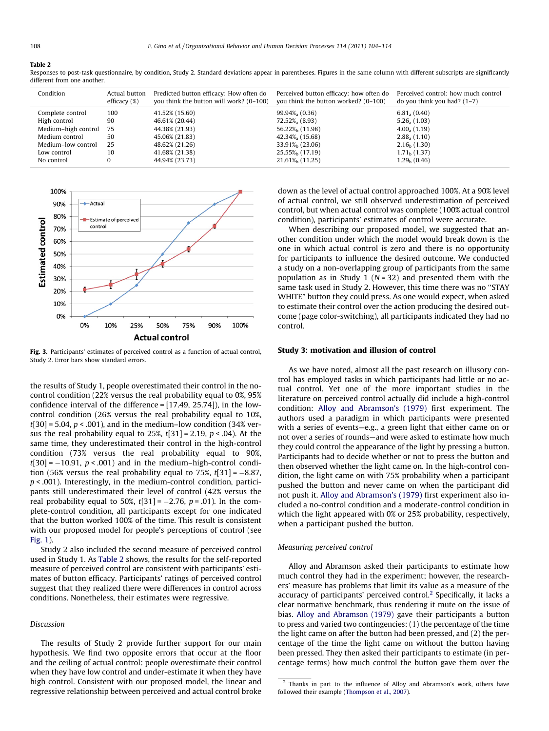**Table 2**
Responses to post-task questionnaire, by condition, Study 2. Standard deviations appear in parentheses. Figures in the same column with different subscripts are significantly different from one another.

| Condition | Actual button efficacy (%) | Predicted button efficacy: How often do you think the button will work? (0–100) | Perceived button efficacy: how often do you think the button worked? (0–100) | Perceived control: how much control do you think you had? (1–7) |
|---|---|---|---|---|
| Complete control | 100 | 41.52% (15.60) | 99.94%$_a$ (0.36) | 6.81$_a$ (0.40) |
| High control | 90 | 46.61% (20.44) | 72.52%$_a$ (8.93) | 5.26$_a$ (1.03) |
| Medium–high control | 75 | 44.38% (21.93) | 56.22%$_b$ (11.98) | 4.00$_a$ (1.19) |
| Medium control | 50 | 45.06% (21.83) | 42.34%$_a$ (15.68) | 2.88$_a$ (1.10) |
| Medium–low control | 25 | 48.62% (21.26) | 33.91%$_b$ (23.06) | 2.16$_b$ (1.30) |
| Low control | 10 | 41.68% (21.38) | 25.55%$_b$ (17.19) | 1.71$_b$ (1.37) |
| No control | 0 | 44.94% (23.73) | 21.61%$_b$ (11.25) | 1.29$_b$ (0.46) |

**Fig. 3.** Participants' estimates of perceived control as a function of actual control, Study 2. Error bars show standard errors.

the results of Study 1, people overestimated their control in the no-control condition (22% versus the real probability equal to 0%, 95% confidence interval of the difference = [17.49, 25.74]), in the low-control condition (26% versus the real probability equal to 10%, $t[30] = 5.04$, $p < .001$), and in the medium–low condition (34% versus the real probability equal to 25%, $t[31] = 2.19$, $p < .04$). At the same time, they underestimated their control in the high-control condition (73% versus the real probability equal to 90%, $t[30] = -10.91$, $p < .001$) and in the medium–high-control condition (56% versus the real probability equal to 75%, $t[31] = -8.87$, $p < .001$). Interestingly, in the medium-control condition, participants still underestimated their level of control (42% versus the real probability equal to 50%, $t[31] = -2.76$, $p = .01$). In the complete-control condition, all participants except for one indicated that the button worked 100% of the time. This result is consistent with our proposed model for people's perceptions of control (see Fig. 1).

Study 2 also included the second measure of perceived control used in Study 1. As Table 2 shows, the results for the self-reported measure of perceived control are consistent with participants' estimates of button efficacy. Participants' ratings of perceived control suggest that they realized there were differences in control across conditions. Nonetheless, their estimates were regressive.

### Discussion

The results of Study 2 provide further support for our main hypothesis. We find two opposite errors that occur at the floor and the ceiling of actual control: people overestimate their control when they have low control and under-estimate it when they have high control. Consistent with our proposed model, the linear and regressive relationship between perceived and actual control broke down as the level of actual control approached 100%. At a 90% level of actual control, we still observed underestimation of perceived control, but when actual control was complete (100% actual control condition), participants' estimates of control were accurate.

When describing our proposed model, we suggested that another condition under which the model would break down is the one in which actual control is zero and there is no opportunity for participants to influence the desired outcome. We conducted a study on a non-overlapping group of participants from the same population as in Study 1 ($N = 32$) and presented them with the same task used in Study 2. However, this time there was no "STAY WHITE" button they could press. As one would expect, when asked to estimate their control over the action producing the desired outcome (page color-switching), all participants indicated they had no control.

## Study 3: motivation and illusion of control

As we have noted, almost all the past research on illusory control has employed tasks in which participants had little or no actual control. Yet one of the more important studies in the literature on perceived control actually did include a high-control condition: Alloy and Abramson's (1979) first experiment. The authors used a paradigm in which participants were presented with a series of events—e.g., a green light that either came on or not over a series of rounds—and were asked to estimate how much they could control the appearance of the light by pressing a button. Participants had to decide whether or not to press the button and then observed whether the light came on. In the high-control condition, the light came on with 75% probability when a participant pushed the button and never came on when the participant did not push it. Alloy and Abramson's (1979) first experiment also included a no-control condition and a moderate-control condition in which the light appeared with 0% or 25% probability, respectively, when a participant pushed the button.

### Measuring perceived control

Alloy and Abramson asked their participants to estimate how much control they had in the experiment; however, the researchers' measure has problems that limit its value as a measure of the accuracy of participants' perceived control.[2] Specifically, it lacks a clear normative benchmark, thus rendering it mute on the issue of bias. Alloy and Abramson (1979) gave their participants a button to press and varied two contingencies: (1) the percentage of the time the light came on after the button had been pressed, and (2) the percentage of the time the light came on without the button having been pressed. They then asked their participants to estimate (in percentage terms) how much control the button gave them over the

[2] Thanks in part to the influence of Alloy and Abramson's work, others have followed their example (Thompson et al., 2007).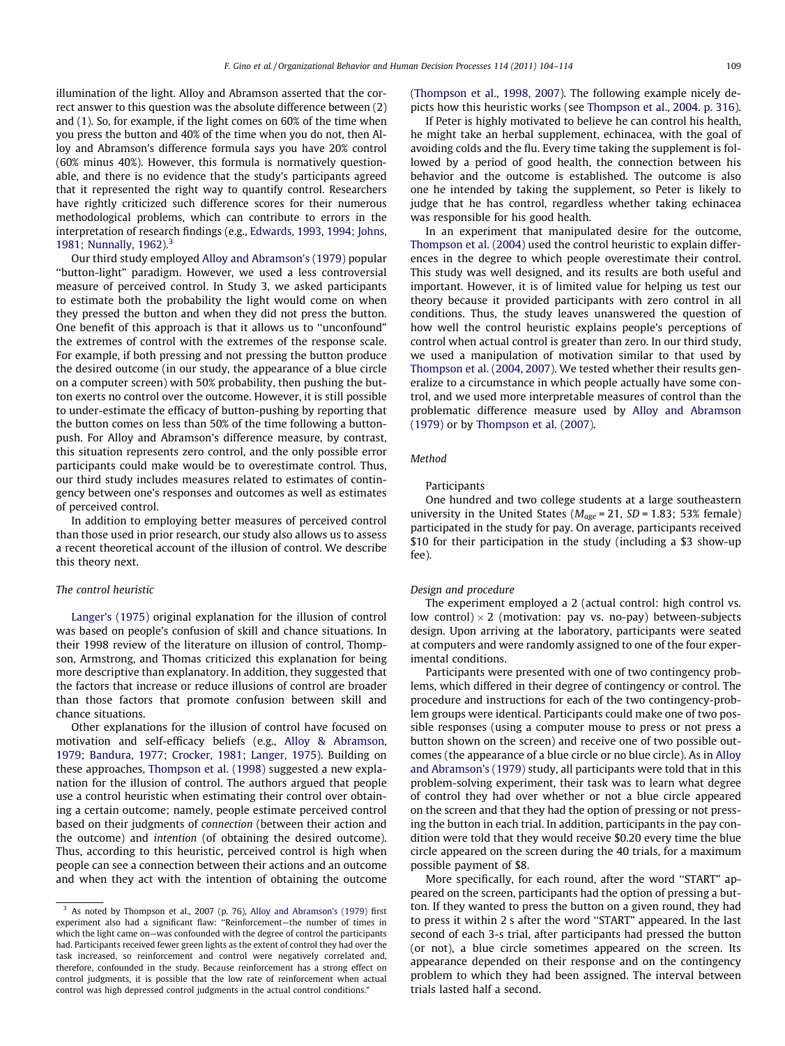illumination of the light. Alloy and Abramson asserted that the correct answer to this question was the absolute difference between (2) and (1). So, for example, if the light comes on 60% of the time when you press the button and 40% of the time when you do not, then Alloy and Abramson's difference formula says you have 20% control (60% minus 40%). However, this formula is normatively questionable, and there is no evidence that the study's participants agreed that it represented the right way to quantify control. Researchers have rightly criticized such difference scores for their numerous methodological problems, which can contribute to errors in the interpretation of research findings (e.g., Edwards, 1993, 1994; Johns, 1981; Nunnally, 1962).[3]

Our third study employed Alloy and Abramson's (1979) popular "button-light" paradigm. However, we used a less controversial measure of perceived control. In Study 3, we asked participants to estimate both the probability the light would come on when they pressed the button and when they did not press the button. One benefit of this approach is that it allows us to "unconfound" the extremes of control with the extremes of the response scale. For example, if both pressing and not pressing the button produce the desired outcome (in our study, the appearance of a blue circle on a computer screen) with 50% probability, then pushing the button exerts no control over the outcome. However, it is still possible to under-estimate the efficacy of button-pushing by reporting that the button comes on less than 50% of the time following a button-push. For Alloy and Abramson's difference measure, by contrast, this situation represents zero control, and the only possible error participants could make would be to overestimate control. Thus, our third study includes measures related to estimates of contingency between one's responses and outcomes as well as estimates of perceived control.

In addition to employing better measures of perceived control than those used in prior research, our study also allows us to assess a recent theoretical account of the illusion of control. We describe this theory next.

### *The control heuristic*

Langer's (1975) original explanation for the illusion of control was based on people's confusion of skill and chance situations. In their 1998 review of the literature on illusion of control, Thompson, Armstrong, and Thomas criticized this explanation for being more descriptive than explanatory. In addition, they suggested that the factors that increase or reduce illusions of control are broader than those factors that promote confusion between skill and chance situations.

Other explanations for the illusion of control have focused on motivation and self-efficacy beliefs (e.g., Alloy & Abramson, 1979; Bandura, 1977; Crocker, 1981; Langer, 1975). Building on these approaches, Thompson et al. (1998) suggested a new explanation for the illusion of control. The authors argued that people use a control heuristic when estimating their control over obtaining a certain outcome; namely, people estimate perceived control based on their judgments of *connection* (between their action and the outcome) and *intention* (of obtaining the desired outcome). Thus, according to this heuristic, perceived control is high when people can see a connection between their actions and an outcome and when they act with the intention of obtaining the outcome (Thompson et al., 1998, 2007). The following example nicely depicts how this heuristic works (see Thompson et al., 2004. p. 316).

If Peter is highly motivated to believe he can control his health, he might take an herbal supplement, echinacea, with the goal of avoiding colds and the flu. Every time taking the supplement is followed by a period of good health, the connection between his behavior and the outcome is established. The outcome is also one he intended by taking the supplement, so Peter is likely to judge that he has control, regardless whether taking echinacea was responsible for his good health.

In an experiment that manipulated desire for the outcome, Thompson et al. (2004) used the control heuristic to explain differences in the degree to which people overestimate their control. This study was well designed, and its results are both useful and important. However, it is of limited value for helping us test our theory because it provided participants with zero control in all conditions. Thus, the study leaves unanswered the question of how well the control heuristic explains people's perceptions of control when actual control is greater than zero. In our third study, we used a manipulation of motivation similar to that used by Thompson et al. (2004, 2007). We tested whether their results generalize to a circumstance in which people actually have some control, and we used more interpretable measures of control than the problematic difference measure used by Alloy and Abramson (1979) or by Thompson et al. (2007).

### *Method*

#### Participants

One hundred and two college students at a large southeastern university in the United States ($M_{age}$ = 21, *SD* = 1.83; 53% female) participated in the study for pay. On average, participants received \$10 for their participation in the study (including a \$3 show-up fee).

#### *Design and procedure*

The experiment employed a 2 (actual control: high control vs. low control) $\times$ 2 (motivation: pay vs. no-pay) between-subjects design. Upon arriving at the laboratory, participants were seated at computers and were randomly assigned to one of the four experimental conditions.

Participants were presented with one of two contingency problems, which differed in their degree of contingency or control. The procedure and instructions for each of the two contingency-problem groups were identical. Participants could make one of two possible responses (using a computer mouse to press or not press a button shown on the screen) and receive one of two possible outcomes (the appearance of a blue circle or no blue circle). As in Alloy and Abramson's (1979) study, all participants were told that in this problem-solving experiment, their task was to learn what degree of control they had over whether or not a blue circle appeared on the screen and that they had the option of pressing or not pressing the button in each trial. In addition, participants in the pay condition were told that they would receive \$0.20 every time the blue circle appeared on the screen during the 40 trials, for a maximum possible payment of \$8.

More specifically, for each round, after the word "START" appeared on the screen, participants had the option of pressing a button. If they wanted to press the button on a given round, they had to press it within 2 s after the word "START" appeared. In the last second of each 3-s trial, after participants had pressed the button (or not), a blue circle sometimes appeared on the screen. Its appearance depended on their response and on the contingency problem to which they had been assigned. The interval between trials lasted half a second.

[3] As noted by Thompson et al., 2007 (p. 76), Alloy and Abramson's (1979) first experiment also had a significant flaw: "Reinforcement—the number of times in which the light came on—was confounded with the degree of control the participants had. Participants received fewer green lights as the extent of control they had over the task increased, so reinforcement and control were negatively correlated and, therefore, confounded in the study. Because reinforcement has a strong effect on control judgments, it is possible that the low rate of reinforcement when actual control was high depressed control judgments in the actual control conditions."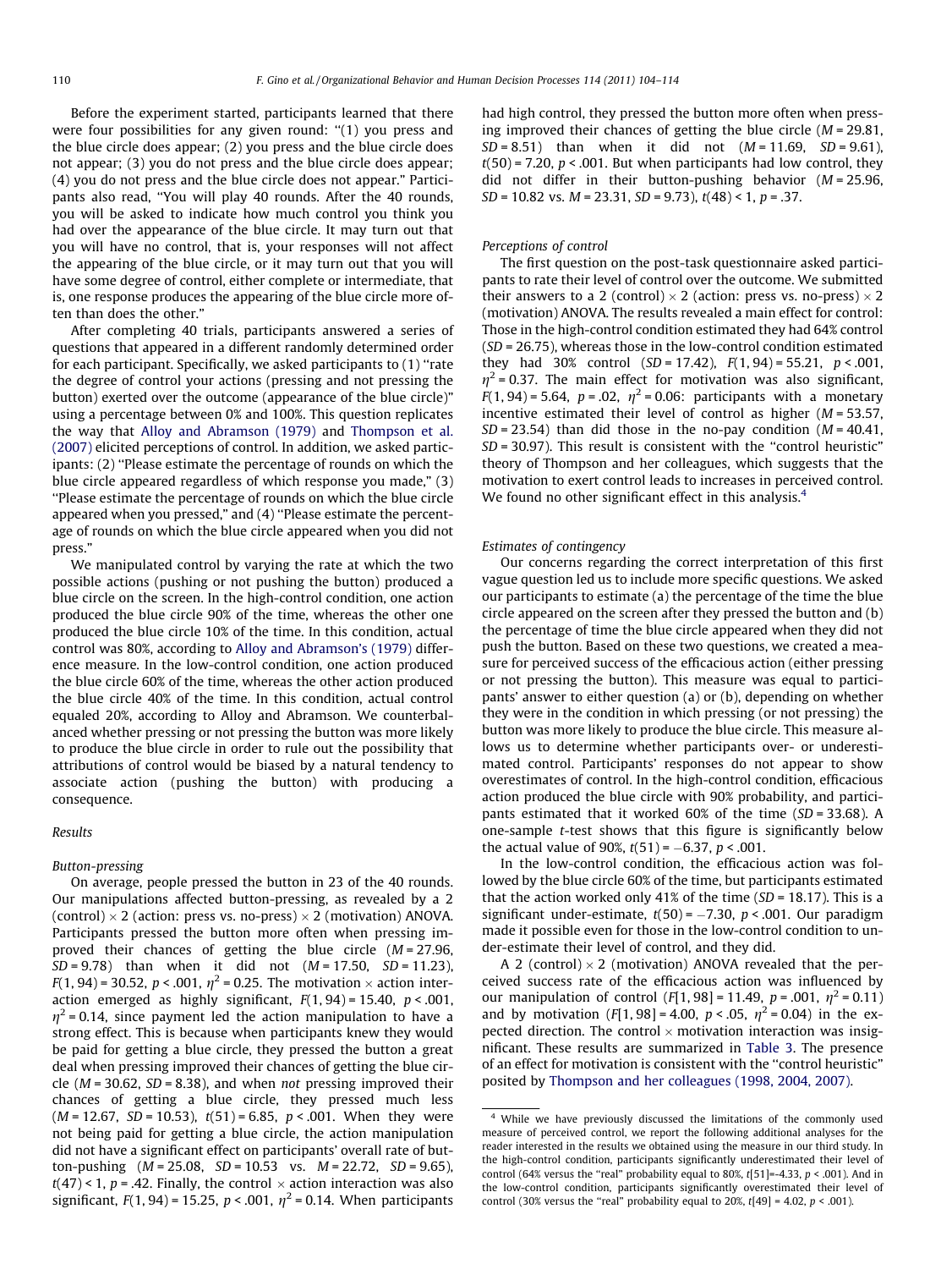Before the experiment started, participants learned that there were four possibilities for any given round: "(1) you press and the blue circle does appear; (2) you press and the blue circle does not appear; (3) you do not press and the blue circle does appear; (4) you do not press and the blue circle does not appear." Participants also read, "You will play 40 rounds. After the 40 rounds, you will be asked to indicate how much control you think you had over the appearance of the blue circle. It may turn out that you will have no control, that is, your responses will not affect the appearing of the blue circle, or it may turn out that you will have some degree of control, either complete or intermediate, that is, one response produces the appearing of the blue circle more often than does the other."

After completing 40 trials, participants answered a series of questions that appeared in a different randomly determined order for each participant. Specifically, we asked participants to (1) "rate the degree of control your actions (pressing and not pressing the button) exerted over the outcome (appearance of the blue circle)" using a percentage between 0% and 100%. This question replicates the way that Alloy and Abramson (1979) and Thompson et al. (2007) elicited perceptions of control. In addition, we asked participants: (2) "Please estimate the percentage of rounds on which the blue circle appeared regardless of which response you made," (3) "Please estimate the percentage of rounds on which the blue circle appeared when you pressed," and (4) "Please estimate the percentage of rounds on which the blue circle appeared when you did not press."

We manipulated control by varying the rate at which the two possible actions (pushing or not pushing the button) produced a blue circle on the screen. In the high-control condition, one action produced the blue circle 90% of the time, whereas the other one produced the blue circle 10% of the time. In this condition, actual control was 80%, according to Alloy and Abramson's (1979) difference measure. In the low-control condition, one action produced the blue circle 60% of the time, whereas the other action produced the blue circle 40% of the time. In this condition, actual control equaled 20%, according to Alloy and Abramson. We counterbalanced whether pressing or not pressing the button was more likely to produce the blue circle in order to rule out the possibility that attributions of control would be biased by a natural tendency to associate action (pushing the button) with producing a consequence.

### Results

#### *Button-pressing*

On average, people pressed the button in 23 of the 40 rounds. Our manipulations affected button-pressing, as revealed by a 2 (control) × 2 (action: press vs. no-press) × 2 (motivation) ANOVA. Participants pressed the button more often when pressing improved their chances of getting the blue circle ($M = 27.96$, $SD = 9.78$) than when it did not ($M = 17.50$, $SD = 11.23$), $F(1, 94) = 30.52$, $p < .001$, $\eta^2 = 0.25$. The motivation × action interaction emerged as highly significant, $F(1, 94) = 15.40$, $p < .001$, $\eta^2 = 0.14$, since payment led the action manipulation to have a strong effect. This is because when participants knew they would be paid for getting a blue circle, they pressed the button a great deal when pressing improved their chances of getting the blue circle ($M = 30.62$, $SD = 8.38$), and when *not* pressing improved their chances of getting a blue circle, they pressed much less ($M = 12.67$, $SD = 10.53$), $t(51) = 6.85$, $p < .001$. When they were not being paid for getting a blue circle, the action manipulation did not have a significant effect on participants' overall rate of button-pushing ($M = 25.08$, $SD = 10.53$ vs. $M = 22.72$, $SD = 9.65$), $t(47) < 1$, $p = .42$. Finally, the control × action interaction was also significant, $F(1, 94) = 15.25$, $p < .001$, $\eta^2 = 0.14$. When participants had high control, they pressed the button more often when pressing improved their chances of getting the blue circle ($M = 29.81$, $SD = 8.51$) than when it did not ($M = 11.69$, $SD = 9.61$), $t(50) = 7.20$, $p < .001$. But when participants had low control, they did not differ in their button-pushing behavior ($M = 25.96$, $SD = 10.82$ vs. $M = 23.31$, $SD = 9.73$), $t(48) < 1$, $p = .37$.

#### *Perceptions of control*

The first question on the post-task questionnaire asked participants to rate their level of control over the outcome. We submitted their answers to a 2 (control) × 2 (action: press vs. no-press) × 2 (motivation) ANOVA. The results revealed a main effect for control: Those in the high-control condition estimated they had 64% control ($SD = 26.75$), whereas those in the low-control condition estimated they had 30% control ($SD = 17.42$), $F(1, 94) = 55.21$, $p < .001$, $\eta^2 = 0.37$. The main effect for motivation was also significant, $F(1, 94) = 5.64$, $p = .02$, $\eta^2 = 0.06$: participants with a monetary incentive estimated their level of control as higher ($M = 53.57$, $SD = 23.54$) than did those in the no-pay condition ($M = 40.41$, $SD = 30.97$). This result is consistent with the "control heuristic" theory of Thompson and her colleagues, which suggests that the motivation to exert control leads to increases in perceived control. We found no other significant effect in this analysis.[4]

#### *Estimates of contingency*

Our concerns regarding the correct interpretation of this first vague question led us to include more specific questions. We asked our participants to estimate (a) the percentage of the time the blue circle appeared on the screen after they pressed the button and (b) the percentage of time the blue circle appeared when they did not push the button. Based on these two questions, we created a measure for perceived success of the efficacious action (either pressing or not pressing the button). This measure was equal to participants' answer to either question (a) or (b), depending on whether they were in the condition in which pressing (or not pressing) the button was more likely to produce the blue circle. This measure allows us to determine whether participants over- or underestimated control. Participants' responses do not appear to show overestimates of control. In the high-control condition, efficacious action produced the blue circle with 90% probability, and participants estimated that it worked 60% of the time ($SD = 33.68$). A one-sample *t*-test shows that this figure is significantly below the actual value of 90%, $t(51) = -6.37$, $p < .001$.

In the low-control condition, the efficacious action was followed by the blue circle 60% of the time, but participants estimated that the action worked only 41% of the time ($SD = 18.17$). This is a significant under-estimate, $t(50) = -7.30$, $p < .001$. Our paradigm made it possible even for those in the low-control condition to under-estimate their level of control, and they did.

A 2 (control) × 2 (motivation) ANOVA revealed that the perceived success rate of the efficacious action was influenced by our manipulation of control ($F[1, 98] = 11.49$, $p = .001$, $\eta^2 = 0.11$) and by motivation ($F[1, 98] = 4.00$, $p < .05$, $\eta^2 = 0.04$) in the expected direction. The control × motivation interaction was insignificant. These results are summarized in Table 3. The presence of an effect for motivation is consistent with the "control heuristic" posited by Thompson and her colleagues (1998, 2004, 2007).

[4] While we have previously discussed the limitations of the commonly used measure of perceived control, we report the following additional analyses for the reader interested in the results we obtained using the measure in our third study. In the high-control condition, participants significantly underestimated their level of control (64% versus the "real" probability equal to 80%, $t[51] = -4.33$, $p < .001$). And in the low-control condition, participants significantly overestimated their level of control (30% versus the "real" probability equal to 20%, $t[49] = 4.02$, $p < .001$).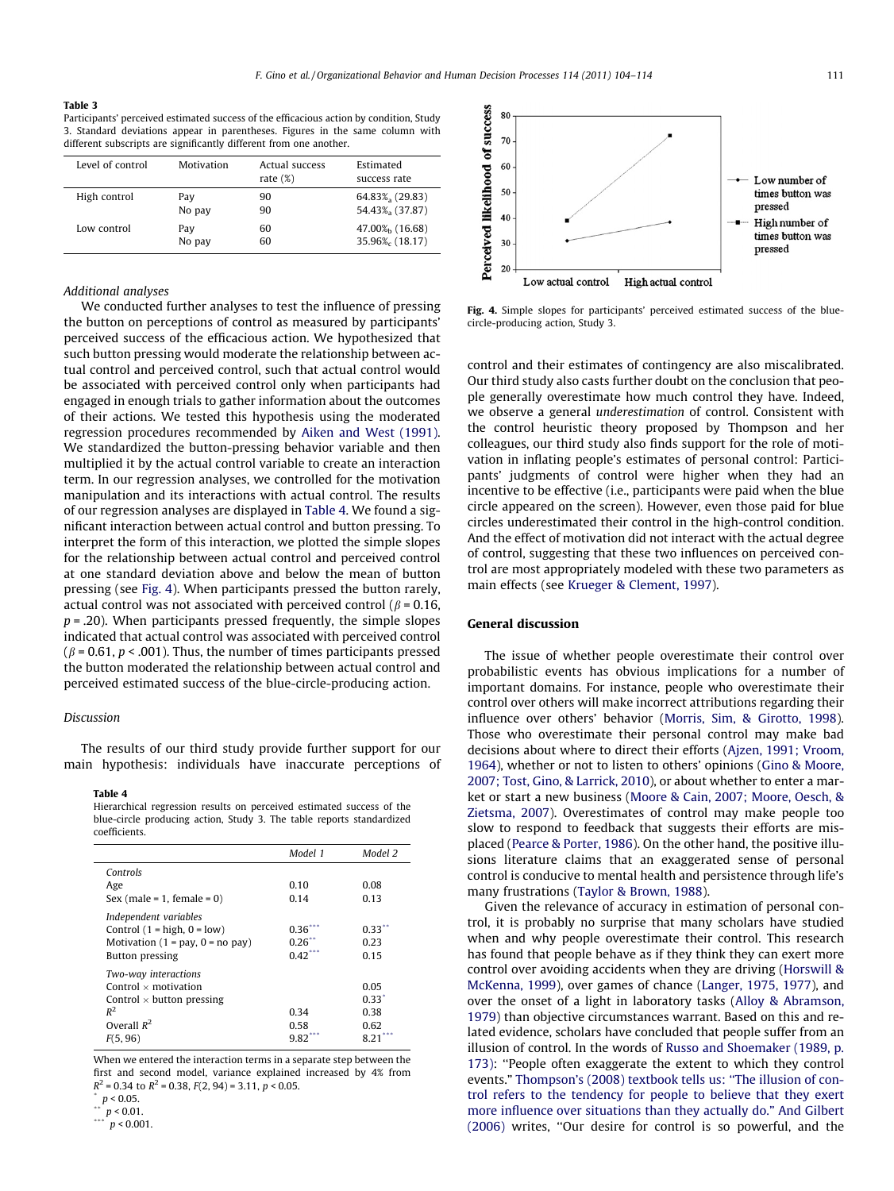**Table 3**
Participants' perceived estimated success of the efficacious action by condition, Study 3. Standard deviations appear in parentheses. Figures in the same column with different subscripts are significantly different from one another.

| Level of control | Motivation | Actual success rate (%) | Estimated success rate |
|---|---|---|---|
| High control | Pay | 90 | 64.83%$_a$ (29.83) |
| | No pay | 90 | 54.43%$_a$ (37.87) |
| Low control | Pay | 60 | 47.00%$_b$ (16.68) |
| | No pay | 60 | 35.96%$_c$ (18.17) |

*Additional analyses*

We conducted further analyses to test the influence of pressing the button on perceptions of control as measured by participants' perceived success of the efficacious action. We hypothesized that such button pressing would moderate the relationship between actual control and perceived control, such that actual control would be associated with perceived control only when participants had engaged in enough trials to gather information about the outcomes of their actions. We tested this hypothesis using the moderated regression procedures recommended by Aiken and West (1991). We standardized the button-pressing behavior variable and then multiplied it by the actual control variable to create an interaction term. In our regression analyses, we controlled for the motivation manipulation and its interactions with actual control. The results of our regression analyses are displayed in Table 4. We found a significant interaction between actual control and button pressing. To interpret the form of this interaction, we plotted the simple slopes for the relationship between actual control and perceived control at one standard deviation above and below the mean of button pressing (see Fig. 4). When participants pressed the button rarely, actual control was not associated with perceived control ($\beta$ = 0.16, $p$ = .20). When participants pressed frequently, the simple slopes indicated that actual control was associated with perceived control ($\beta$ = 0.61, $p$ < .001). Thus, the number of times participants pressed the button moderated the relationship between actual control and perceived estimated success of the blue-circle-producing action.

*Discussion*

The results of our third study provide further support for our main hypothesis: individuals have inaccurate perceptions of control and their estimates of contingency are also miscalibrated. Our third study also casts further doubt on the conclusion that people generally overestimate how much control they have. Indeed, we observe a general *underestimation* of control. Consistent with the control heuristic theory proposed by Thompson and her colleagues, our third study also finds support for the role of motivation in inflating people's estimates of personal control: Participants' judgments of control were higher when they had an incentive to be effective (i.e., participants were paid when the blue circle appeared on the screen). However, even those paid for blue circles underestimated their control in the high-control condition. And the effect of motivation did not interact with the actual degree of control, suggesting that these two influences on perceived control are most appropriately modeled with these two parameters as main effects (see Krueger & Clement, 1997).

**Table 4**
Hierarchical regression results on perceived estimated success of the blue-circle producing action, Study 3. The table reports standardized coefficients.

| | Model 1 | Model 2 |
|---|---|---|
| *Controls* | | |
| Age | 0.10 | 0.08 |
| Sex (male = 1, female = 0) | 0.14 | 0.13 |
| *Independent variables* | | |
| Control (1 = high, 0 = low) | 0.36*** | 0.33** |
| Motivation (1 = pay, 0 = no pay) | 0.26** | 0.23 |
| Button pressing | 0.42*** | 0.15 |
| *Two-way interactions* | | |
| Control × motivation | | 0.05 |
| Control × button pressing | | 0.33* |
| $R^2$ | 0.34 | 0.38 |
| Overall $R^2$ | 0.58 | 0.62 |
| $F(5, 96)$ | 9.82*** | 8.21*** |

When we entered the interaction terms in a separate step between the first and second model, variance explained increased by 4% from $R^2$ = 0.34 to $R^2$ = 0.38, $F(2, 94)$ = 3.11, $p$ < 0.05.
* $p$ < 0.05.
** $p$ < 0.01.
*** $p$ < 0.001.

**Fig. 4.** Simple slopes for participants' perceived estimated success of the blue-circle-producing action, Study 3.

## General discussion

The issue of whether people overestimate their control over probabilistic events has obvious implications for a number of important domains. For instance, people who overestimate their control over others will make incorrect attributions regarding their influence over others' behavior (Morris, Sim, & Girotto, 1998). Those who overestimate their personal control may make bad decisions about where to direct their efforts (Ajzen, 1991; Vroom, 1964), whether or not to listen to others' opinions (Gino & Moore, 2007; Tost, Gino, & Larrick, 2010), or about whether to enter a market or start a new business (Moore & Cain, 2007; Moore, Oesch, & Zietsma, 2007). Overestimates of control may make people too slow to respond to feedback that suggests their efforts are misplaced (Pearce & Porter, 1986). On the other hand, the positive illusions literature claims that an exaggerated sense of personal control is conducive to mental health and persistence through life's many frustrations (Taylor & Brown, 1988).

Given the relevance of accuracy in estimation of personal control, it is probably no surprise that many scholars have studied when and why people overestimate their control. This research has found that people behave as if they think they can exert more control over avoiding accidents when they are driving (Horswill & McKenna, 1999), over games of chance (Langer, 1975, 1977), and over the onset of a light in laboratory tasks (Alloy & Abramson, 1979) than objective circumstances warrant. Based on this and related evidence, scholars have concluded that people suffer from an illusion of control. In the words of Russo and Shoemaker (1989, p. 173): "People often exaggerate the extent to which they control events." Thompson's (2008) textbook tells us: "The illusion of control refers to the tendency for people to believe that they exert more influence over situations than they actually do." And Gilbert (2006) writes, "Our desire for control is so powerful, and the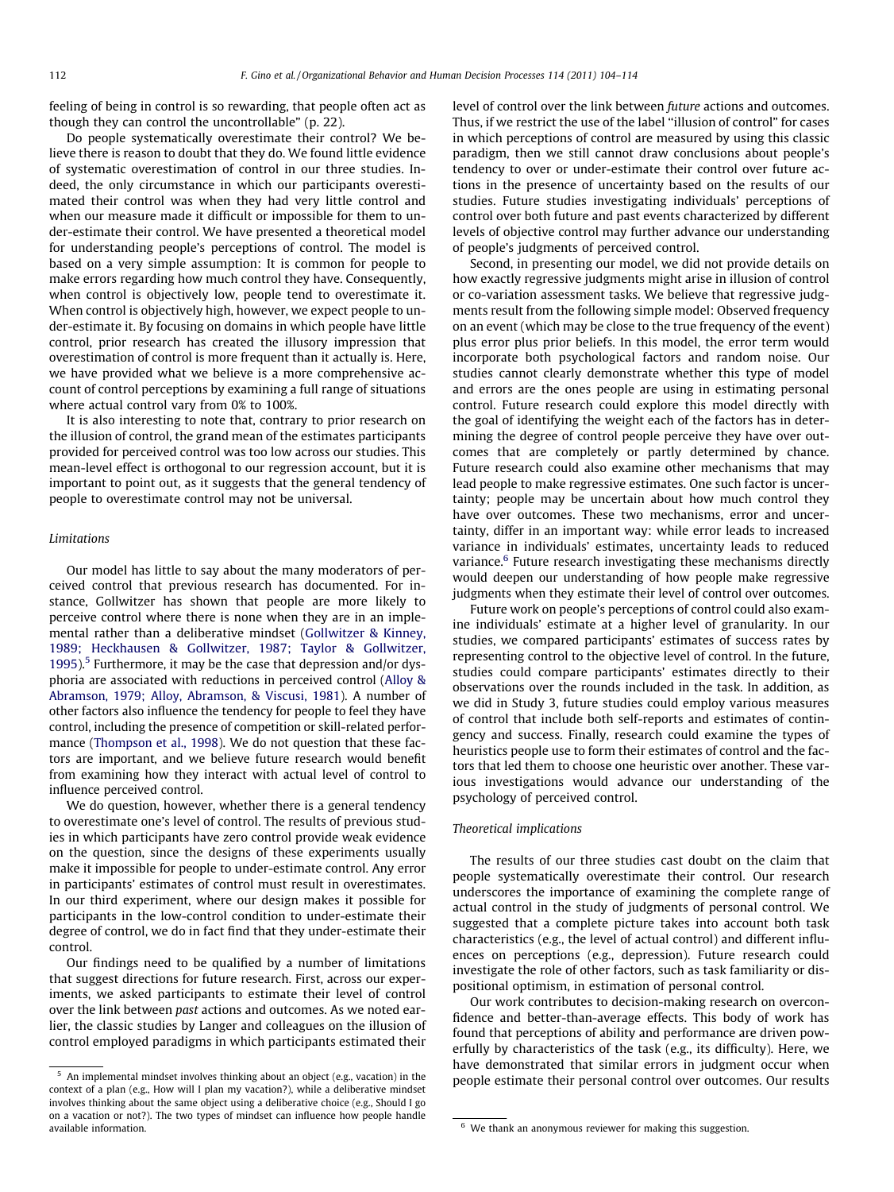feeling of being in control is so rewarding, that people often act as though they can control the uncontrollable" (p. 22).

Do people systematically overestimate their control? We believe there is reason to doubt that they do. We found little evidence of systematic overestimation of control in our three studies. Indeed, the only circumstance in which our participants overestimated their control was when they had very little control and when our measure made it difficult or impossible for them to under-estimate their control. We have presented a theoretical model for understanding people's perceptions of control. The model is based on a very simple assumption: It is common for people to make errors regarding how much control they have. Consequently, when control is objectively low, people tend to overestimate it. When control is objectively high, however, we expect people to under-estimate it. By focusing on domains in which people have little control, prior research has created the illusory impression that overestimation of control is more frequent than it actually is. Here, we have provided what we believe is a more comprehensive account of control perceptions by examining a full range of situations where actual control vary from 0% to 100%.

It is also interesting to note that, contrary to prior research on the illusion of control, the grand mean of the estimates participants provided for perceived control was too low across our studies. This mean-level effect is orthogonal to our regression account, but it is important to point out, as it suggests that the general tendency of people to overestimate control may not be universal.

### Limitations

Our model has little to say about the many moderators of perceived control that previous research has documented. For instance, Gollwitzer has shown that people are more likely to perceive control where there is none when they are in an implemental rather than a deliberative mindset (Gollwitzer & Kinney, 1989; Heckhausen & Gollwitzer, 1987; Taylor & Gollwitzer, 1995).[5] Furthermore, it may be the case that depression and/or dysphoria are associated with reductions in perceived control (Alloy & Abramson, 1979; Alloy, Abramson, & Viscusi, 1981). A number of other factors also influence the tendency for people to feel they have control, including the presence of competition or skill-related performance (Thompson et al., 1998). We do not question that these factors are important, and we believe future research would benefit from examining how they interact with actual level of control to influence perceived control.

We do question, however, whether there is a general tendency to overestimate one's level of control. The results of previous studies in which participants have zero control provide weak evidence on the question, since the designs of these experiments usually make it impossible for people to under-estimate control. Any error in participants' estimates of control must result in overestimates. In our third experiment, where our design makes it possible for participants in the low-control condition to under-estimate their degree of control, we do in fact find that they under-estimate their control.

Our findings need to be qualified by a number of limitations that suggest directions for future research. First, across our experiments, we asked participants to estimate their level of control over the link between *past* actions and outcomes. As we noted earlier, the classic studies by Langer and colleagues on the illusion of control employed paradigms in which participants estimated their level of control over the link between *future* actions and outcomes. Thus, if we restrict the use of the label "illusion of control" for cases in which perceptions of control are measured by using this classic paradigm, then we still cannot draw conclusions about people's tendency to over or under-estimate their control over future actions in the presence of uncertainty based on the results of our studies. Future studies investigating individuals' perceptions of control over both future and past events characterized by different levels of objective control may further advance our understanding of people's judgments of perceived control.

Second, in presenting our model, we did not provide details on how exactly regressive judgments might arise in illusion of control or co-variation assessment tasks. We believe that regressive judgments result from the following simple model: Observed frequency on an event (which may be close to the true frequency of the event) plus error plus prior beliefs. In this model, the error term would incorporate both psychological factors and random noise. Our studies cannot clearly demonstrate whether this type of model and errors are the ones people are using in estimating personal control. Future research could explore this model directly with the goal of identifying the weight each of the factors has in determining the degree of control people perceive they have over outcomes that are completely or partly determined by chance. Future research could also examine other mechanisms that may lead people to make regressive estimates. One such factor is uncertainty; people may be uncertain about how much control they have over outcomes. These two mechanisms, error and uncertainty, differ in an important way: while error leads to increased variance in individuals' estimates, uncertainty leads to reduced variance.[6] Future research investigating these mechanisms directly would deepen our understanding of how people make regressive judgments when they estimate their level of control over outcomes.

Future work on people's perceptions of control could also examine individuals' estimate at a higher level of granularity. In our studies, we compared participants' estimates of success rates by representing control to the objective level of control. In the future, studies could compare participants' estimates directly to their observations over the rounds included in the task. In addition, as we did in Study 3, future studies could employ various measures of control that include both self-reports and estimates of contingency and success. Finally, research could examine the types of heuristics people use to form their estimates of control and the factors that led them to choose one heuristic over another. These various investigations would advance our understanding of the psychology of perceived control.

### Theoretical implications

The results of our three studies cast doubt on the claim that people systematically overestimate their control. Our research underscores the importance of examining the complete range of actual control in the study of judgments of personal control. We suggested that a complete picture takes into account both task characteristics (e.g., the level of actual control) and different influences on perceptions (e.g., depression). Future research could investigate the role of other factors, such as task familiarity or dispositional optimism, in estimation of personal control.

Our work contributes to decision-making research on overconfidence and better-than-average effects. This body of work has found that perceptions of ability and performance are driven powerfully by characteristics of the task (e.g., its difficulty). Here, we have demonstrated that similar errors in judgment occur when people estimate their personal control over outcomes. Our results

[5] An implemental mindset involves thinking about an object (e.g., vacation) in the context of a plan (e.g., How will I plan my vacation?), while a deliberative mindset involves thinking about the same object using a deliberative choice (e.g., Should I go on a vacation or not?). The two types of mindset can influence how people handle available information.

[6] We thank an anonymous reviewer for making this suggestion.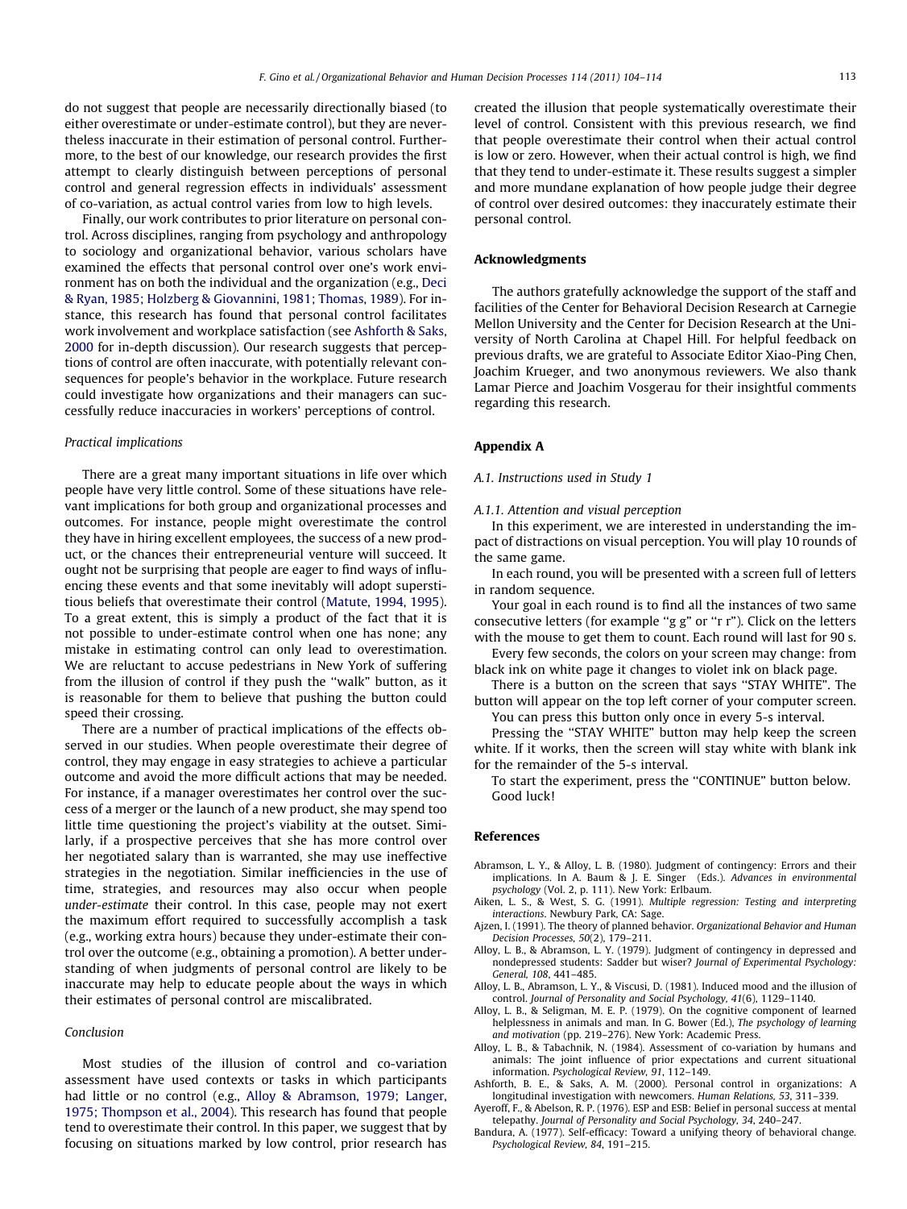do not suggest that people are necessarily directionally biased (to either overestimate or under-estimate control), but they are nevertheless inaccurate in their estimation of personal control. Furthermore, to the best of our knowledge, our research provides the first attempt to clearly distinguish between perceptions of personal control and general regression effects in individuals' assessment of co-variation, as actual control varies from low to high levels.

Finally, our work contributes to prior literature on personal control. Across disciplines, ranging from psychology and anthropology to sociology and organizational behavior, various scholars have examined the effects that personal control over one's work environment has on both the individual and the organization (e.g., Deci & Ryan, 1985; Holzberg & Giovannini, 1981; Thomas, 1989). For instance, this research has found that personal control facilitates work involvement and workplace satisfaction (see Ashforth & Saks, 2000 for in-depth discussion). Our research suggests that perceptions of control are often inaccurate, with potentially relevant consequences for people's behavior in the workplace. Future research could investigate how organizations and their managers can successfully reduce inaccuracies in workers' perceptions of control.

### *Practical implications*

There are a great many important situations in life over which people have very little control. Some of these situations have relevant implications for both group and organizational processes and outcomes. For instance, people might overestimate the control they have in hiring excellent employees, the success of a new product, or the chances their entrepreneurial venture will succeed. It ought not be surprising that people are eager to find ways of influencing these events and that some inevitably will adopt superstitious beliefs that overestimate their control (Matute, 1994, 1995). To a great extent, this is simply a product of the fact that it is not possible to under-estimate control when one has none; any mistake in estimating control can only lead to overestimation. We are reluctant to accuse pedestrians in New York of suffering from the illusion of control if they push the ''walk'' button, as it is reasonable for them to believe that pushing the button could speed their crossing.

There are a number of practical implications of the effects observed in our studies. When people overestimate their degree of control, they may engage in easy strategies to achieve a particular outcome and avoid the more difficult actions that may be needed. For instance, if a manager overestimates her control over the success of a merger or the launch of a new product, she may spend too little time questioning the project's viability at the outset. Similarly, if a prospective perceives that she has more control over her negotiated salary than is warranted, she may use ineffective strategies in the negotiation. Similar inefficiencies in the use of time, strategies, and resources may also occur when people *under-estimate* their control. In this case, people may not exert the maximum effort required to successfully accomplish a task (e.g., working extra hours) because they under-estimate their control over the outcome (e.g., obtaining a promotion). A better understanding of when judgments of personal control are likely to be inaccurate may help to educate people about the ways in which their estimates of personal control are miscalibrated.

### *Conclusion*

Most studies of the illusion of control and co-variation assessment have used contexts or tasks in which participants had little or no control (e.g., Alloy & Abramson, 1979; Langer, 1975; Thompson et al., 2004). This research has found that people tend to overestimate their control. In this paper, we suggest that by focusing on situations marked by low control, prior research has created the illusion that people systematically overestimate their level of control. Consistent with this previous research, we find that people overestimate their control when their actual control is low or zero. However, when their actual control is high, we find that they tend to under-estimate it. These results suggest a simpler and more mundane explanation of how people judge their degree of control over desired outcomes: they inaccurately estimate their personal control.

## Acknowledgments

The authors gratefully acknowledge the support of the staff and facilities of the Center for Behavioral Decision Research at Carnegie Mellon University and the Center for Decision Research at the University of North Carolina at Chapel Hill. For helpful feedback on previous drafts, we are grateful to Associate Editor Xiao-Ping Chen, Joachim Krueger, and two anonymous reviewers. We also thank Lamar Pierce and Joachim Vosgerau for their insightful comments regarding this research.

## Appendix A

### *A.1. Instructions used in Study 1*

#### *A.1.1. Attention and visual perception*

In this experiment, we are interested in understanding the impact of distractions on visual perception. You will play 10 rounds of the same game.

In each round, you will be presented with a screen full of letters in random sequence.

Your goal in each round is to find all the instances of two same consecutive letters (for example ''g g'' or ''r r''). Click on the letters with the mouse to get them to count. Each round will last for 90 s.

Every few seconds, the colors on your screen may change: from black ink on white page it changes to violet ink on black page.

There is a button on the screen that says ''STAY WHITE''. The button will appear on the top left corner of your computer screen.

You can press this button only once in every 5-s interval.

Pressing the ''STAY WHITE'' button may help keep the screen white. If it works, then the screen will stay white with blank ink for the remainder of the 5-s interval.

To start the experiment, press the ''CONTINUE'' button below.

Good luck!

## References

Abramson, L. Y., & Alloy, L. B. (1980). Judgment of contingency: Errors and their implications. In A. Baum & J. E. Singer (Eds.). *Advances in environmental psychology* (Vol. 2, p. 111). New York: Erlbaum.

Aiken, L. S., & West, S. G. (1991). *Multiple regression: Testing and interpreting interactions*. Newbury Park, CA: Sage.

Ajzen, I. (1991). The theory of planned behavior. *Organizational Behavior and Human Decision Processes, 50*(2), 179–211.

Alloy, L. B., & Abramson, L. Y. (1979). Judgment of contingency in depressed and nondepressed students: Sadder but wiser? *Journal of Experimental Psychology: General, 108*, 441–485.

Alloy, L. B., Abramson, L. Y., & Viscusi, D. (1981). Induced mood and the illusion of control. *Journal of Personality and Social Psychology, 41*(6), 1129–1140.

Alloy, L. B., & Seligman, M. E. P. (1979). On the cognitive component of learned helplessness in animals and man. In G. Bower (Ed.), *The psychology of learning and motivation* (pp. 219–276). New York: Academic Press.

Alloy, L. B., & Tabachnik, N. (1984). Assessment of co-variation by humans and animals: The joint influence of prior expectations and current situational information. *Psychological Review, 91*, 112–149.

Ashforth, B. E., & Saks, A. M. (2000). Personal control in organizations: A longitudinal investigation with newcomers. *Human Relations, 53*, 311–339.

Ayeroff, F., & Abelson, R. P. (1976). ESP and ESB: Belief in personal success at mental telepathy. *Journal of Personality and Social Psychology, 34*, 240–247.

Bandura, A. (1977). Self-efficacy: Toward a unifying theory of behavioral change. *Psychological Review, 84*, 191–215.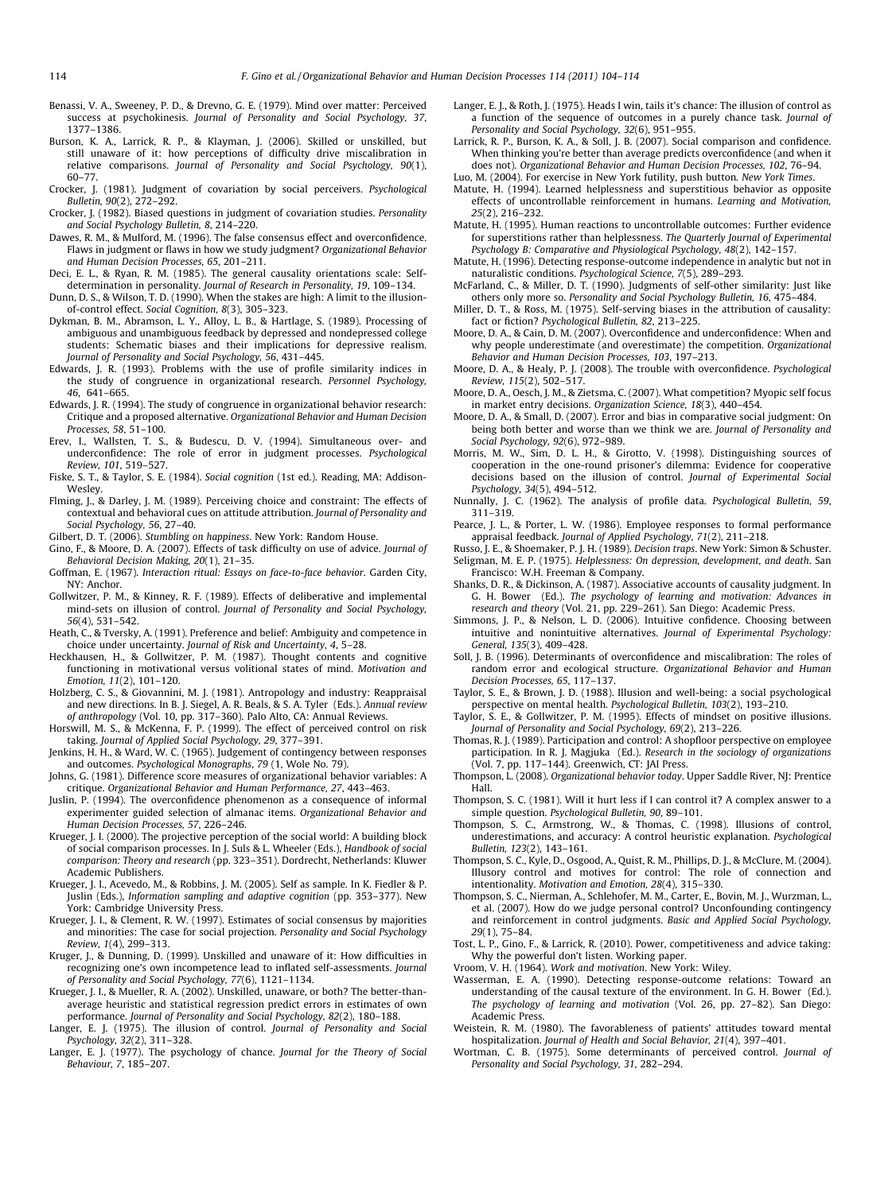Benassi, V. A., Sweeney, P. D., & Drevno, G. E. (1979). Mind over matter: Perceived success at psychokinesis. *Journal of Personality and Social Psychology, 37*, 1377–1386.

Burson, K. A., Larrick, R. P., & Klayman, J. (2006). Skilled or unskilled, but still unaware of it: how perceptions of difficulty drive miscalibration in relative comparisons. *Journal of Personality and Social Psychology, 90*(1), 60–77.

Crocker, J. (1981). Judgment of covariation by social perceivers. *Psychological Bulletin, 90*(2), 272–292.

Crocker, J. (1982). Biased questions in judgment of covariation studies. *Personality and Social Psychology Bulletin, 8*, 214–220.

Dawes, R. M., & Mulford, M. (1996). The false consensus effect and overconfidence. Flaws in judgment or flaws in how we study judgment? *Organizational Behavior and Human Decision Processes, 65*, 201–211.

Deci, E. L., & Ryan, R. M. (1985). The general causality orientations scale: Self-determination in personality. *Journal of Research in Personality, 19*, 109–134.

Dunn, D. S., & Wilson, T. D. (1990). When the stakes are high: A limit to the illusion-of-control effect. *Social Cognition, 8*(3), 305–323.

Dykman, B. M., Abramson, L. Y., Alloy, L. B., & Hartlage, S. (1989). Processing of ambiguous and unambiguous feedback by depressed and nondepressed college students: Schematic biases and their implications for depressive realism. *Journal of Personality and Social Psychology, 56*, 431–445.

Edwards, J. R. (1993). Problems with the use of profile similarity indices in the study of congruence in organizational research. *Personnel Psychology, 46*, 641–665.

Edwards, J. R. (1994). The study of congruence in organizational behavior research: Critique and a proposed alternative. *Organizational Behavior and Human Decision Processes, 58*, 51–100.

Erev, I., Wallsten, T. S., & Budescu, D. V. (1994). Simultaneous over- and underconfidence: The role of error in judgment processes. *Psychological Review, 101*, 519–527.

Fiske, S. T., & Taylor, S. E. (1984). *Social cognition* (1st ed.). Reading, MA: Addison-Wesley.

Flming, J., & Darley, J. M. (1989). Perceiving choice and constraint: The effects of contextual and behavioral cues on attitude attribution. *Journal of Personality and Social Psychology, 56*, 27–40.

Gilbert, D. T. (2006). *Stumbling on happiness*. New York: Random House.

Gino, F., & Moore, D. A. (2007). Effects of task difficulty on use of advice. *Journal of Behavioral Decision Making, 20*(1), 21–35.

Goffman, E. (1967). *Interaction ritual: Essays on face-to-face behavior*. Garden City, NY: Anchor.

Gollwitzer, P. M., & Kinney, R. F. (1989). Effects of deliberative and implemental mind-sets on illusion of control. *Journal of Personality and Social Psychology, 56*(4), 531–542.

Heath, C., & Tversky, A. (1991). Preference and belief: Ambiguity and competence in choice under uncertainty. *Journal of Risk and Uncertainty, 4*, 5–28.

Heckhausen, H., & Gollwitzer, P. M. (1987). Thought contents and cognitive functioning in motivational versus volitional states of mind. *Motivation and Emotion, 11*(2), 101–120.

Holzberg, C. S., & Giovannini, M. J. (1981). Antropology and industry: Reappraisal and new directions. In B. J. Siegel, A. R. Beals, & S. A. Tyler (Eds.). *Annual review of anthropology* (Vol. 10, pp. 317–360). Palo Alto, CA: Annual Reviews.

Horswill, M. S., & McKenna, F. P. (1999). The effect of perceived control on risk taking. *Journal of Applied Social Psychology, 29*, 377–391.

Jenkins, H. H., & Ward, W. C. (1965). Judgement of contingency between responses and outcomes. *Psychological Monographs, 79* (1, Wole No. 79).

Johns, G. (1981). Difference score measures of organizational behavior variables: A critique. *Organizational Behavior and Human Performance, 27*, 443–463.

Juslin, P. (1994). The overconfidence phenomenon as a consequence of informal experimenter guided selection of almanac items. *Organizational Behavior and Human Decision Processes, 57*, 226–246.

Krueger, J. I. (2000). The projective perception of the social world: A building block of social comparison processes. In J. Suls & L. Wheeler (Eds.), *Handbook of social comparison: Theory and research* (pp. 323–351). Dordrecht, Netherlands: Kluwer Academic Publishers.

Krueger, J. I., Acevedo, M., & Robbins, J. M. (2005). Self as sample. In K. Fiedler & P. Juslin (Eds.), *Information sampling and adaptive cognition* (pp. 353–377). New York: Cambridge University Press.

Krueger, J. I., & Clement, R. W. (1997). Estimates of social consensus by majorities and minorities: The case for social projection. *Personality and Social Psychology Review, 1*(4), 299–313.

Kruger, J., & Dunning, D. (1999). Unskilled and unaware of it: How difficulties in recognizing one's own incompetence lead to inflated self-assessments. *Journal of Personality and Social Psychology, 77*(6), 1121–1134.

Krueger, J. I., & Mueller, R. A. (2002). Unskilled, unaware, or both? The better-than-average heuristic and statistical regression predict errors in estimates of own performance. *Journal of Personality and Social Psychology, 82*(2), 180–188.

Langer, E. J. (1975). The illusion of control. *Journal of Personality and Social Psychology, 32*(2), 311–328.

Langer, E. J. (1977). The psychology of chance. *Journal for the Theory of Social Behaviour, 7*, 185–207.

Langer, E. J., & Roth, J. (1975). Heads I win, tails it's chance: The illusion of control as a function of the sequence of outcomes in a purely chance task. *Journal of Personality and Social Psychology, 32*(6), 951–955.

Larrick, R. P., Burson, K. A., & Soll, J. B. (2007). Social comparison and confidence. When thinking you're better than average predicts overconfidence (and when it does not). *Organizational Behavior and Human Decision Processes, 102*, 76–94.

Luo, M. (2004). For exercise in New York futility, push button. *New York Times*.

Matute, H. (1994). Learned helplessness and superstitious behavior as opposite effects of uncontrollable reinforcement in humans. *Learning and Motivation, 25*(2), 216–232.

Matute, H. (1995). Human reactions to uncontrollable outcomes: Further evidence for superstitions rather than helplessness. *The Quarterly Journal of Experimental Psychology B: Comparative and Physiological Psychology, 48*(2), 142–157.

Matute, H. (1996). Detecting response-outcome independence in analytic but not in naturalistic conditions. *Psychological Science, 7*(5), 289–293.

McFarland, C., & Miller, D. T. (1990). Judgments of self-other similarity: Just like others only more so. *Personality and Social Psychology Bulletin, 16*, 475–484.

Miller, D. T., & Ross, M. (1975). Self-serving biases in the attribution of causality: fact or fiction? *Psychological Bulletin, 82*, 213–225.

Moore, D. A., & Cain, D. M. (2007). Overconfidence and underconfidence: When and why people underestimate (and overestimate) the competition. *Organizational Behavior and Human Decision Processes, 103*, 197–213.

Moore, D. A., & Healy, P. J. (2008). The trouble with overconfidence. *Psychological Review, 115*(2), 502–517.

Moore, D. A., Oesch, J. M., & Zietsma, C. (2007). What competition? Myopic self focus in market entry decisions. *Organization Science, 18*(3), 440–454.

Moore, D. A., & Small, D. (2007). Error and bias in comparative social judgment: On being both better and worse than we think we are. *Journal of Personality and Social Psychology, 92*(6), 972–989.

Morris, M. W., Sim, D. L. H., & Girotto, V. (1998). Distinguishing sources of cooperation in the one-round prisoner's dilemma: Evidence for cooperative decisions based on the illusion of control. *Journal of Experimental Social Psychology, 34*(5), 494–512.

Nunnally, J. C. (1962). The analysis of profile data. *Psychological Bulletin, 59*, 311–319.

Pearce, J. L., & Porter, L. W. (1986). Employee responses to formal performance appraisal feedback. *Journal of Applied Psychology, 71*(2), 211–218.

Russo, J. E., & Shoemaker, P. J. H. (1989). *Decision traps*. New York: Simon & Schuster.

Seligman, M. E. P. (1975). *Helplessness: On depression, development, and death*. San Francisco: W.H. Freeman & Company.

Shanks, D. R., & Dickinson, A. (1987). Associative accounts of causality judgment. In G. H. Bower (Ed.). *The psychology of learning and motivation: Advances in research and theory* (Vol. 21, pp. 229–261). San Diego: Academic Press.

Simmons, J. P., & Nelson, L. D. (2006). Intuitive confidence. Choosing between intuitive and nonintuitive alternatives. *Journal of Experimental Psychology: General, 135*(3), 409–428.

Soll, J. B. (1996). Determinants of overconfidence and miscalibration: The roles of random error and ecological structure. *Organizational Behavior and Human Decision Processes, 65*, 117–137.

Taylor, S. E., & Brown, J. D. (1988). Illusion and well-being: a social psychological perspective on mental health. *Psychological Bulletin, 103*(2), 193–210.

Taylor, S. E., & Gollwitzer, P. M. (1995). Effects of mindset on positive illusions. *Journal of Personality and Social Psychology, 69*(2), 213–226.

Thomas, R. J. (1989). Participation and control: A shopfloor perspective on employee participation. In R. J. Magjuka (Ed.). *Research in the sociology of organizations* (Vol. 7, pp. 117–144). Greenwich, CT: JAI Press.

Thompson, L. (2008). *Organizational behavior today*. Upper Saddle River, NJ: Prentice Hall.

Thompson, S. C. (1981). Will it hurt less if I can control it? A complex answer to a simple question. *Psychological Bulletin, 90*, 89–101.

Thompson, S. C., Armstrong, W., & Thomas, C. (1998). Illusions of control, underestimations, and accuracy: A control heuristic explanation. *Psychological Bulletin, 123*(2), 143–161.

Thompson, S. C., Kyle, D., Osgood, A., Quist, R. M., Phillips, D. J., & McClure, M. (2004). Illusory control and motives for control: The role of connection and intentionality. *Motivation and Emotion, 28*(4), 315–330.

Thompson, S. C., Nierman, A., Schlehofer, M. M., Carter, E., Bovin, M. J., Wurzman, L., et al. (2007). How do we judge personal control? Unconfounding contingency and reinforcement in control judgments. *Basic and Applied Social Psychology, 29*(1), 75–84.

Tost, L. P., Gino, F., & Larrick, R. (2010). Power, competitiveness and advice taking: Why the powerful don't listen. Working paper.

Vroom, V. H. (1964). *Work and motivation*. New York: Wiley.

Wasserman, E. A. (1990). Detecting response-outcome relations: Toward an understanding of the causal texture of the environment. In G. H. Bower (Ed.). *The psychology of learning and motivation* (Vol. 26, pp. 27–82). San Diego: Academic Press.

Weistein, R. M. (1980). The favorableness of patients' attitudes toward mental hospitalization. *Journal of Health and Social Behavior, 21*(4), 397–401.

Wortman, C. B. (1975). Some determinants of perceived control. *Journal of Personality and Social Psychology, 31*, 282–294.